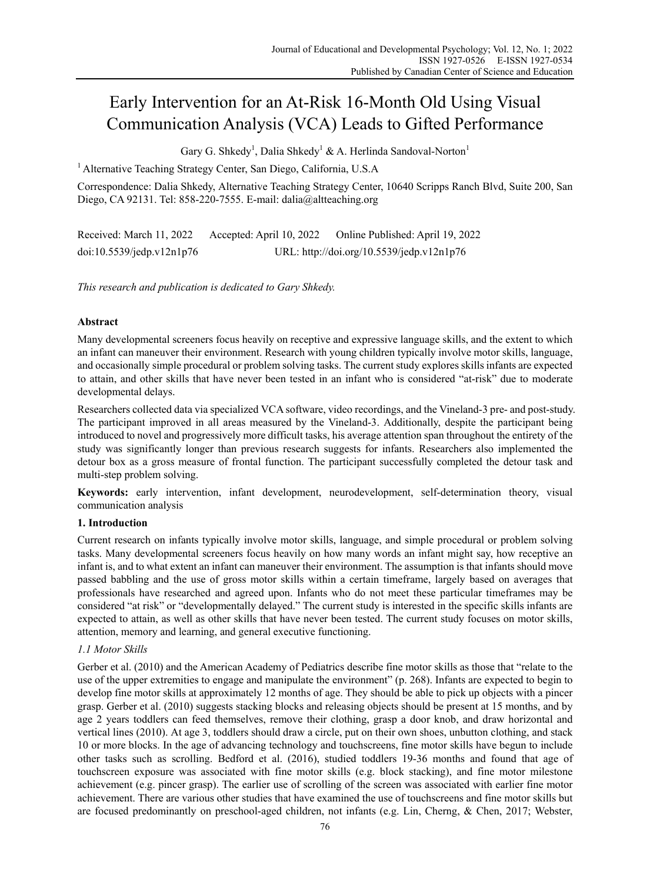# Early Intervention for an At-Risk 16-Month Old Using Visual Communication Analysis (VCA) Leads to Gifted Performance

Gary G. Shkedy[1], Dalia Shkedy[1] & A. Herlinda Sandoval-Norton[1]

[1] Alternative Teaching Strategy Center, San Diego, California, U.S.A

Correspondence: Dalia Shkedy, Alternative Teaching Strategy Center, 10640 Scripps Ranch Blvd, Suite 200, San Diego, CA 92131. Tel: 858-220-7555. E-mail: dalia@altteaching.org

Received: March 11, 2022  Accepted: April 10, 2022  Online Published: April 19, 2022

doi:10.5539/jedp.v12n1p76  URL: http://doi.org/10.5539/jedp.v12n1p76

*This research and publication is dedicated to Gary Shkedy.*

**Abstract**

Many developmental screeners focus heavily on receptive and expressive language skills, and the extent to which an infant can maneuver their environment. Research with young children typically involve motor skills, language, and occasionally simple procedural or problem solving tasks. The current study explores skills infants are expected to attain, and other skills that have never been tested in an infant who is considered "at-risk" due to moderate developmental delays.

Researchers collected data via specialized VCA software, video recordings, and the Vineland-3 pre- and post-study. The participant improved in all areas measured by the Vineland-3. Additionally, despite the participant being introduced to novel and progressively more difficult tasks, his average attention span throughout the entirety of the study was significantly longer than previous research suggests for infants. Researchers also implemented the detour box as a gross measure of frontal function. The participant successfully completed the detour task and multi-step problem solving.

**Keywords:** early intervention, infant development, neurodevelopment, self-determination theory, visual communication analysis

## 1. Introduction

Current research on infants typically involve motor skills, language, and simple procedural or problem solving tasks. Many developmental screeners focus heavily on how many words an infant might say, how receptive an infant is, and to what extent an infant can maneuver their environment. The assumption is that infants should move passed babbling and the use of gross motor skills within a certain timeframe, largely based on averages that professionals have researched and agreed upon. Infants who do not meet these particular timeframes may be considered "at risk" or "developmentally delayed." The current study is interested in the specific skills infants are expected to attain, as well as other skills that have never been tested. The current study focuses on motor skills, attention, memory and learning, and general executive functioning.

### *1.1 Motor Skills*

Gerber et al. (2010) and the American Academy of Pediatrics describe fine motor skills as those that "relate to the use of the upper extremities to engage and manipulate the environment" (p. 268). Infants are expected to begin to develop fine motor skills at approximately 12 months of age. They should be able to pick up objects with a pincer grasp. Gerber et al. (2010) suggests stacking blocks and releasing objects should be present at 15 months, and by age 2 years toddlers can feed themselves, remove their clothing, grasp a door knob, and draw horizontal and vertical lines (2010). At age 3, toddlers should draw a circle, put on their own shoes, unbutton clothing, and stack 10 or more blocks. In the age of advancing technology and touchscreens, fine motor skills have begun to include other tasks such as scrolling. Bedford et al. (2016), studied toddlers 19-36 months and found that age of touchscreen exposure was associated with fine motor skills (e.g. block stacking), and fine motor milestone achievement (e.g. pincer grasp). The earlier use of scrolling of the screen was associated with earlier fine motor achievement. There are various other studies that have examined the use of touchscreens and fine motor skills but are focused predominantly on preschool-aged children, not infants (e.g. Lin, Cherng, & Chen, 2017; Webster,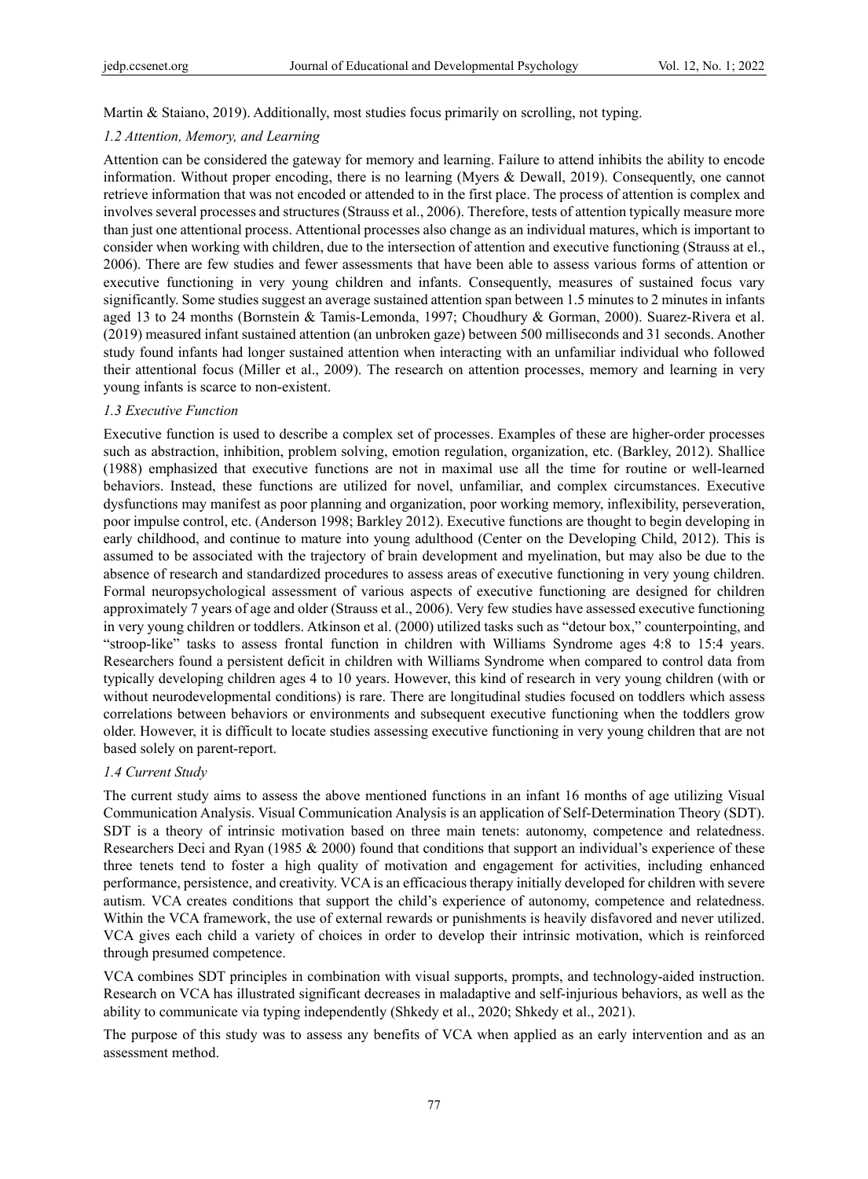Martin & Staiano, 2019). Additionally, most studies focus primarily on scrolling, not typing.

### *1.2 Attention, Memory, and Learning*

Attention can be considered the gateway for memory and learning. Failure to attend inhibits the ability to encode information. Without proper encoding, there is no learning (Myers & Dewall, 2019). Consequently, one cannot retrieve information that was not encoded or attended to in the first place. The process of attention is complex and involves several processes and structures (Strauss et al., 2006). Therefore, tests of attention typically measure more than just one attentional process. Attentional processes also change as an individual matures, which is important to consider when working with children, due to the intersection of attention and executive functioning (Strauss at el., 2006). There are few studies and fewer assessments that have been able to assess various forms of attention or executive functioning in very young children and infants. Consequently, measures of sustained focus vary significantly. Some studies suggest an average sustained attention span between 1.5 minutes to 2 minutes in infants aged 13 to 24 months (Bornstein & Tamis-Lemonda, 1997; Choudhury & Gorman, 2000). Suarez-Rivera et al. (2019) measured infant sustained attention (an unbroken gaze) between 500 milliseconds and 31 seconds. Another study found infants had longer sustained attention when interacting with an unfamiliar individual who followed their attentional focus (Miller et al., 2009). The research on attention processes, memory and learning in very young infants is scarce to non-existent.

### *1.3 Executive Function*

Executive function is used to describe a complex set of processes. Examples of these are higher-order processes such as abstraction, inhibition, problem solving, emotion regulation, organization, etc. (Barkley, 2012). Shallice (1988) emphasized that executive functions are not in maximal use all the time for routine or well-learned behaviors. Instead, these functions are utilized for novel, unfamiliar, and complex circumstances. Executive dysfunctions may manifest as poor planning and organization, poor working memory, inflexibility, perseveration, poor impulse control, etc. (Anderson 1998; Barkley 2012). Executive functions are thought to begin developing in early childhood, and continue to mature into young adulthood (Center on the Developing Child, 2012). This is assumed to be associated with the trajectory of brain development and myelination, but may also be due to the absence of research and standardized procedures to assess areas of executive functioning in very young children. Formal neuropsychological assessment of various aspects of executive functioning are designed for children approximately 7 years of age and older (Strauss et al., 2006). Very few studies have assessed executive functioning in very young children or toddlers. Atkinson et al. (2000) utilized tasks such as "detour box," counterpointing, and "stroop-like" tasks to assess frontal function in children with Williams Syndrome ages 4:8 to 15:4 years. Researchers found a persistent deficit in children with Williams Syndrome when compared to control data from typically developing children ages 4 to 10 years. However, this kind of research in very young children (with or without neurodevelopmental conditions) is rare. There are longitudinal studies focused on toddlers which assess correlations between behaviors or environments and subsequent executive functioning when the toddlers grow older. However, it is difficult to locate studies assessing executive functioning in very young children that are not based solely on parent-report.

### *1.4 Current Study*

The current study aims to assess the above mentioned functions in an infant 16 months of age utilizing Visual Communication Analysis. Visual Communication Analysis is an application of Self-Determination Theory (SDT). SDT is a theory of intrinsic motivation based on three main tenets: autonomy, competence and relatedness. Researchers Deci and Ryan (1985 & 2000) found that conditions that support an individual's experience of these three tenets tend to foster a high quality of motivation and engagement for activities, including enhanced performance, persistence, and creativity. VCA is an efficacious therapy initially developed for children with severe autism. VCA creates conditions that support the child's experience of autonomy, competence and relatedness. Within the VCA framework, the use of external rewards or punishments is heavily disfavored and never utilized. VCA gives each child a variety of choices in order to develop their intrinsic motivation, which is reinforced through presumed competence.

VCA combines SDT principles in combination with visual supports, prompts, and technology-aided instruction. Research on VCA has illustrated significant decreases in maladaptive and self-injurious behaviors, as well as the ability to communicate via typing independently (Shkedy et al., 2020; Shkedy et al., 2021).

The purpose of this study was to assess any benefits of VCA when applied as an early intervention and as an assessment method.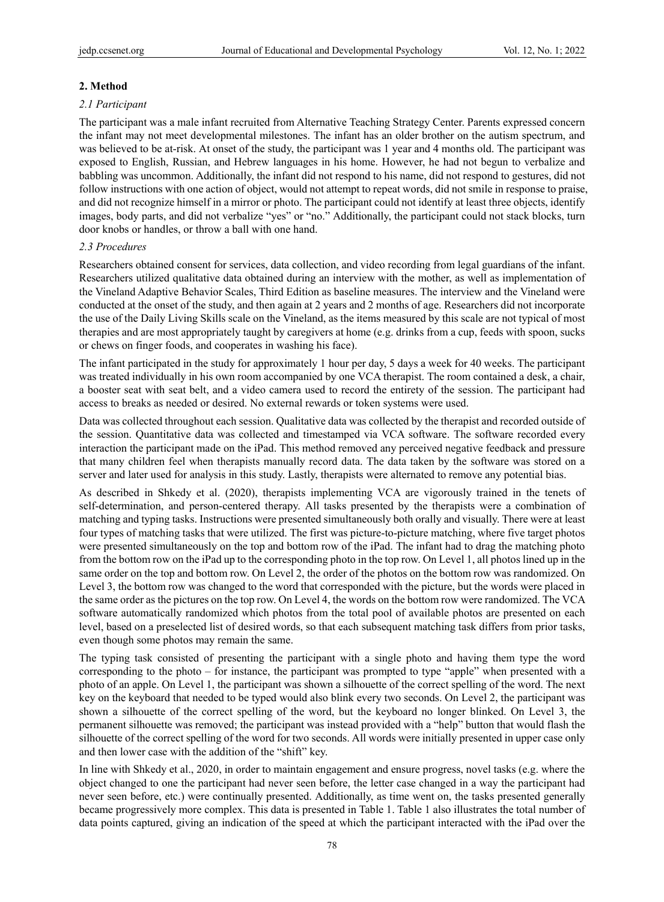## 2. Method

### 2.1 Participant

The participant was a male infant recruited from Alternative Teaching Strategy Center. Parents expressed concern the infant may not meet developmental milestones. The infant has an older brother on the autism spectrum, and was believed to be at-risk. At onset of the study, the participant was 1 year and 4 months old. The participant was exposed to English, Russian, and Hebrew languages in his home. However, he had not begun to verbalize and babbling was uncommon. Additionally, the infant did not respond to his name, did not respond to gestures, did not follow instructions with one action of object, would not attempt to repeat words, did not smile in response to praise, and did not recognize himself in a mirror or photo. The participant could not identify at least three objects, identify images, body parts, and did not verbalize "yes" or "no." Additionally, the participant could not stack blocks, turn door knobs or handles, or throw a ball with one hand.

### 2.3 Procedures

Researchers obtained consent for services, data collection, and video recording from legal guardians of the infant. Researchers utilized qualitative data obtained during an interview with the mother, as well as implementation of the Vineland Adaptive Behavior Scales, Third Edition as baseline measures. The interview and the Vineland were conducted at the onset of the study, and then again at 2 years and 2 months of age. Researchers did not incorporate the use of the Daily Living Skills scale on the Vineland, as the items measured by this scale are not typical of most therapies and are most appropriately taught by caregivers at home (e.g. drinks from a cup, feeds with spoon, sucks or chews on finger foods, and cooperates in washing his face).

The infant participated in the study for approximately 1 hour per day, 5 days a week for 40 weeks. The participant was treated individually in his own room accompanied by one VCA therapist. The room contained a desk, a chair, a booster seat with seat belt, and a video camera used to record the entirety of the session. The participant had access to breaks as needed or desired. No external rewards or token systems were used.

Data was collected throughout each session. Qualitative data was collected by the therapist and recorded outside of the session. Quantitative data was collected and timestamped via VCA software. The software recorded every interaction the participant made on the iPad. This method removed any perceived negative feedback and pressure that many children feel when therapists manually record data. The data taken by the software was stored on a server and later used for analysis in this study. Lastly, therapists were alternated to remove any potential bias.

As described in Shkedy et al. (2020), therapists implementing VCA are vigorously trained in the tenets of self-determination, and person-centered therapy. All tasks presented by the therapists were a combination of matching and typing tasks. Instructions were presented simultaneously both orally and visually. There were at least four types of matching tasks that were utilized. The first was picture-to-picture matching, where five target photos were presented simultaneously on the top and bottom row of the iPad. The infant had to drag the matching photo from the bottom row on the iPad up to the corresponding photo in the top row. On Level 1, all photos lined up in the same order on the top and bottom row. On Level 2, the order of the photos on the bottom row was randomized. On Level 3, the bottom row was changed to the word that corresponded with the picture, but the words were placed in the same order as the pictures on the top row. On Level 4, the words on the bottom row were randomized. The VCA software automatically randomized which photos from the total pool of available photos are presented on each level, based on a preselected list of desired words, so that each subsequent matching task differs from prior tasks, even though some photos may remain the same.

The typing task consisted of presenting the participant with a single photo and having them type the word corresponding to the photo – for instance, the participant was prompted to type "apple" when presented with a photo of an apple. On Level 1, the participant was shown a silhouette of the correct spelling of the word. The next key on the keyboard that needed to be typed would also blink every two seconds. On Level 2, the participant was shown a silhouette of the correct spelling of the word, but the keyboard no longer blinked. On Level 3, the permanent silhouette was removed; the participant was instead provided with a "help" button that would flash the silhouette of the correct spelling of the word for two seconds. All words were initially presented in upper case only and then lower case with the addition of the "shift" key.

In line with Shkedy et al., 2020, in order to maintain engagement and ensure progress, novel tasks (e.g. where the object changed to one the participant had never seen before, the letter case changed in a way the participant had never seen before, etc.) were continually presented. Additionally, as time went on, the tasks presented generally became progressively more complex. This data is presented in Table 1. Table 1 also illustrates the total number of data points captured, giving an indication of the speed at which the participant interacted with the iPad over the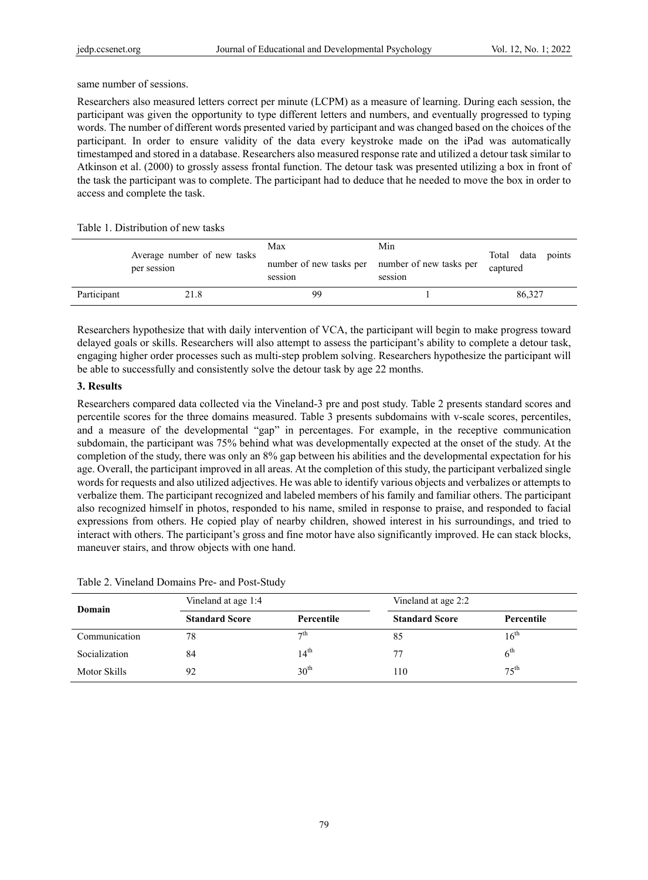same number of sessions.

Researchers also measured letters correct per minute (LCPM) as a measure of learning. During each session, the participant was given the opportunity to type different letters and numbers, and eventually progressed to typing words. The number of different words presented varied by participant and was changed based on the choices of the participant. In order to ensure validity of the data every keystroke made on the iPad was automatically timestamped and stored in a database. Researchers also measured response rate and utilized a detour task similar to Atkinson et al. (2000) to grossly assess frontal function. The detour task was presented utilizing a box in front of the task the participant was to complete. The participant had to deduce that he needed to move the box in order to access and complete the task.

Table 1. Distribution of new tasks

| | Average number of new tasks per session | Max number of new tasks per session | Min number of new tasks per session | Total data points captured |
|---|---|---|---|---|
| Participant | 21.8 | 99 | 1 | 86,327 |

Researchers hypothesize that with daily intervention of VCA, the participant will begin to make progress toward delayed goals or skills. Researchers will also attempt to assess the participant's ability to complete a detour task, engaging higher order processes such as multi-step problem solving. Researchers hypothesize the participant will be able to successfully and consistently solve the detour task by age 22 months.

## 3. Results

Researchers compared data collected via the Vineland-3 pre and post study. Table 2 presents standard scores and percentile scores for the three domains measured. Table 3 presents subdomains with v-scale scores, percentiles, and a measure of the developmental "gap" in percentages. For example, in the receptive communication subdomain, the participant was 75% behind what was developmentally expected at the onset of the study. At the completion of the study, there was only an 8% gap between his abilities and the developmental expectation for his age. Overall, the participant improved in all areas. At the completion of this study, the participant verbalized single words for requests and also utilized adjectives. He was able to identify various objects and verbalizes or attempts to verbalize them. The participant recognized and labeled members of his family and familiar others. The participant also recognized himself in photos, responded to his name, smiled in response to praise, and responded to facial expressions from others. He copied play of nearby children, showed interest in his surroundings, and tried to interact with others. The participant's gross and fine motor have also significantly improved. He can stack blocks, maneuver stairs, and throw objects with one hand.

Table 2. Vineland Domains Pre- and Post-Study

| Domain | Vineland at age 1:4 | | Vineland at age 2:2 | |
|---|---|---|---|---|
| | **Standard Score** | **Percentile** | **Standard Score** | **Percentile** |
| Communication | 78 | 7th | 85 | 16th |
| Socialization | 84 | 14th | 77 | 6th |
| Motor Skills | 92 | 30th | 110 | 75th |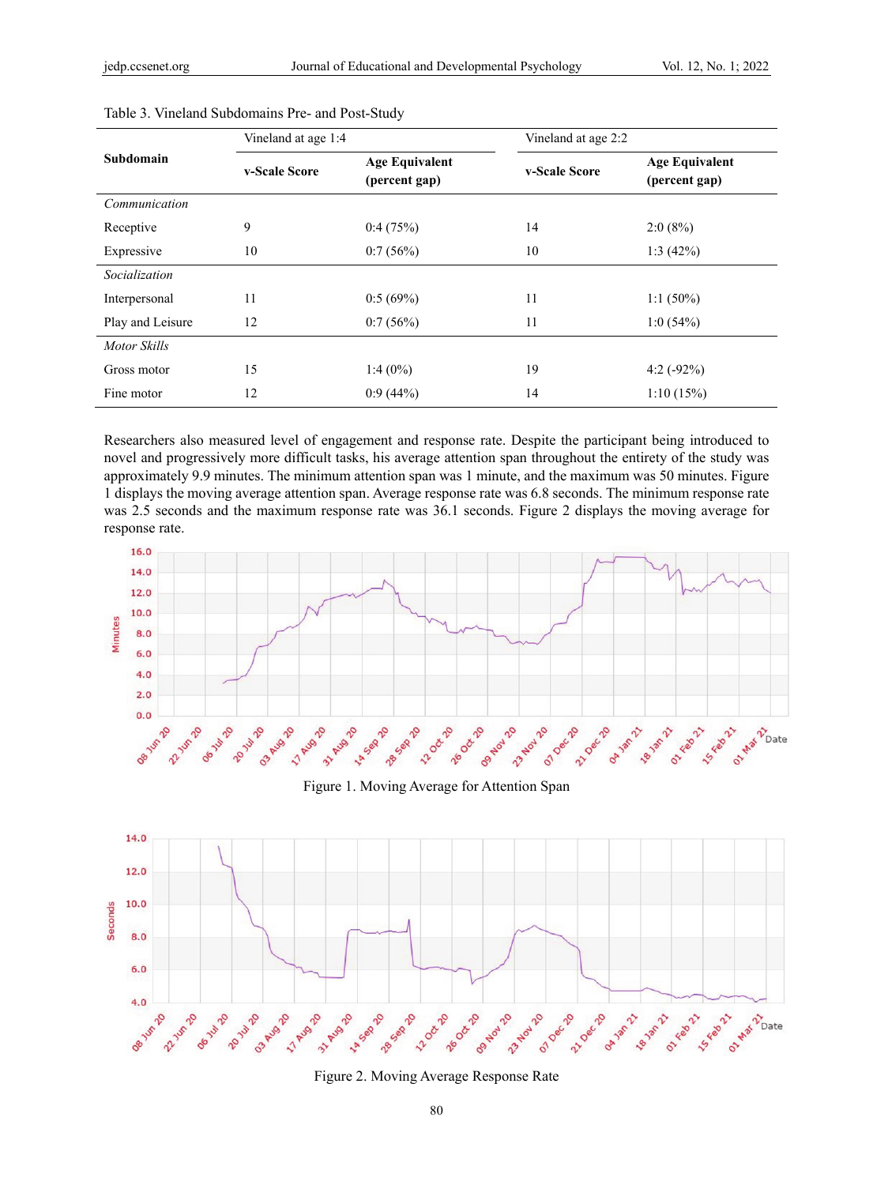Table 3. Vineland Subdomains Pre- and Post-Study

| Subdomain | Vineland at age 1:4 | | Vineland at age 2:2 | |
|---|---|---|---|---|
| | **v-Scale Score** | **Age Equivalent (percent gap)** | **v-Scale Score** | **Age Equivalent (percent gap)** |
| *Communication* | | | | |
| Receptive | 9 | 0:4 (75%) | 14 | 2:0 (8%) |
| Expressive | 10 | 0:7 (56%) | 10 | 1:3 (42%) |
| *Socialization* | | | | |
| Interpersonal | 11 | 0:5 (69%) | 11 | 1:1 (50%) |
| Play and Leisure | 12 | 0:7 (56%) | 11 | 1:0 (54%) |
| *Motor Skills* | | | | |
| Gross motor | 15 | 1:4 (0%) | 19 | 4:2 (-92%) |
| Fine motor | 12 | 0:9 (44%) | 14 | 1:10 (15%) |

Researchers also measured level of engagement and response rate. Despite the participant being introduced to novel and progressively more difficult tasks, his average attention span throughout the entirety of the study was approximately 9.9 minutes. The minimum attention span was 1 minute, and the maximum was 50 minutes. Figure 1 displays the moving average attention span. Average response rate was 6.8 seconds. The minimum response rate was 2.5 seconds and the maximum response rate was 36.1 seconds. Figure 2 displays the moving average for response rate.

Figure 1. Moving Average for Attention Span

Figure 2. Moving Average Response Rate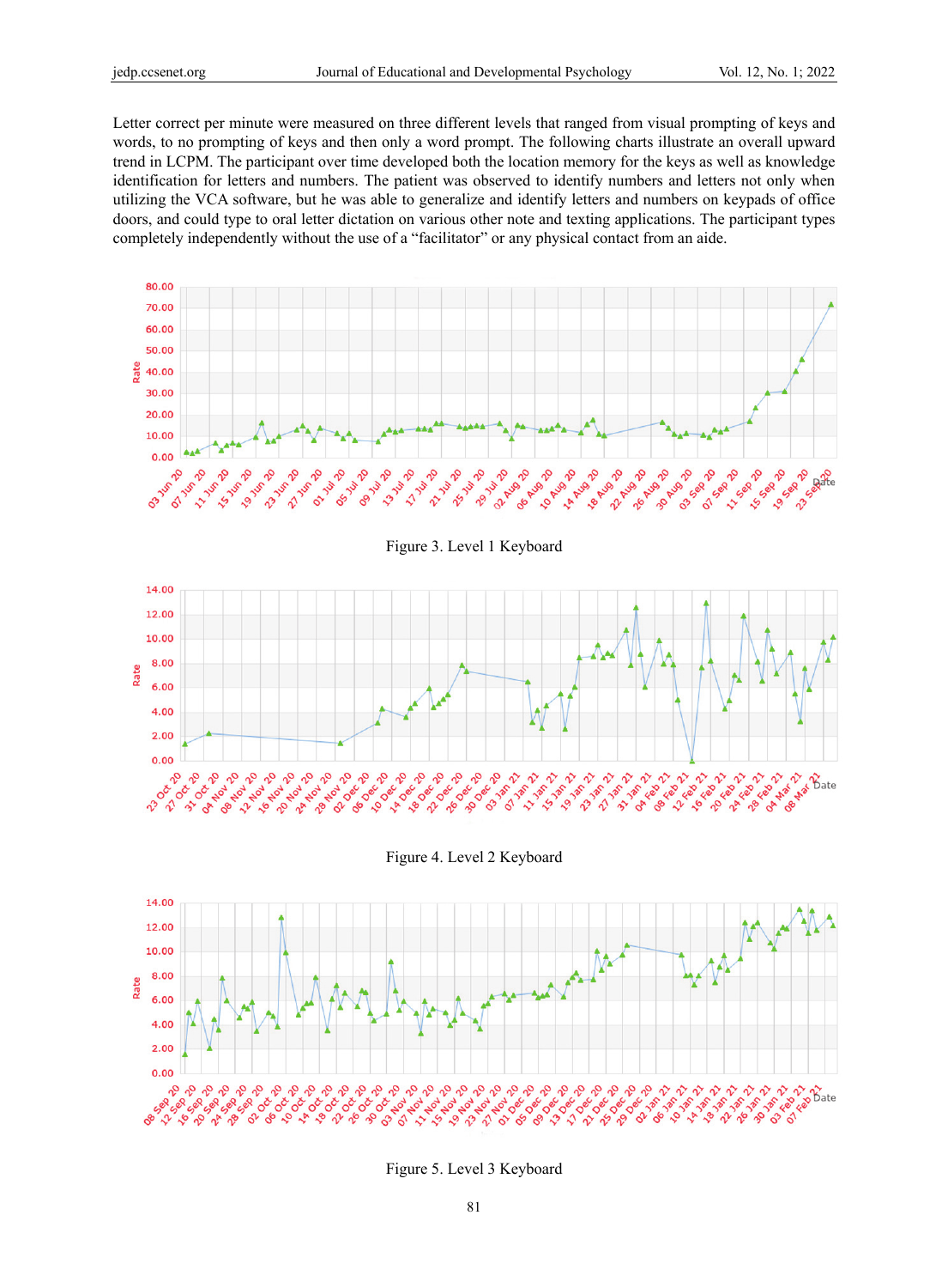Letter correct per minute were measured on three different levels that ranged from visual prompting of keys and words, to no prompting of keys and then only a word prompt. The following charts illustrate an overall upward trend in LCPM. The participant over time developed both the location memory for the keys as well as knowledge identification for letters and numbers. The patient was observed to identify numbers and letters not only when utilizing the VCA software, but he was able to generalize and identify letters and numbers on keypads of office doors, and could type to oral letter dictation on various other note and texting applications. The participant types completely independently without the use of a "facilitator" or any physical contact from an aide.

Figure 3. Level 1 Keyboard

Figure 4. Level 2 Keyboard

Figure 5. Level 3 Keyboard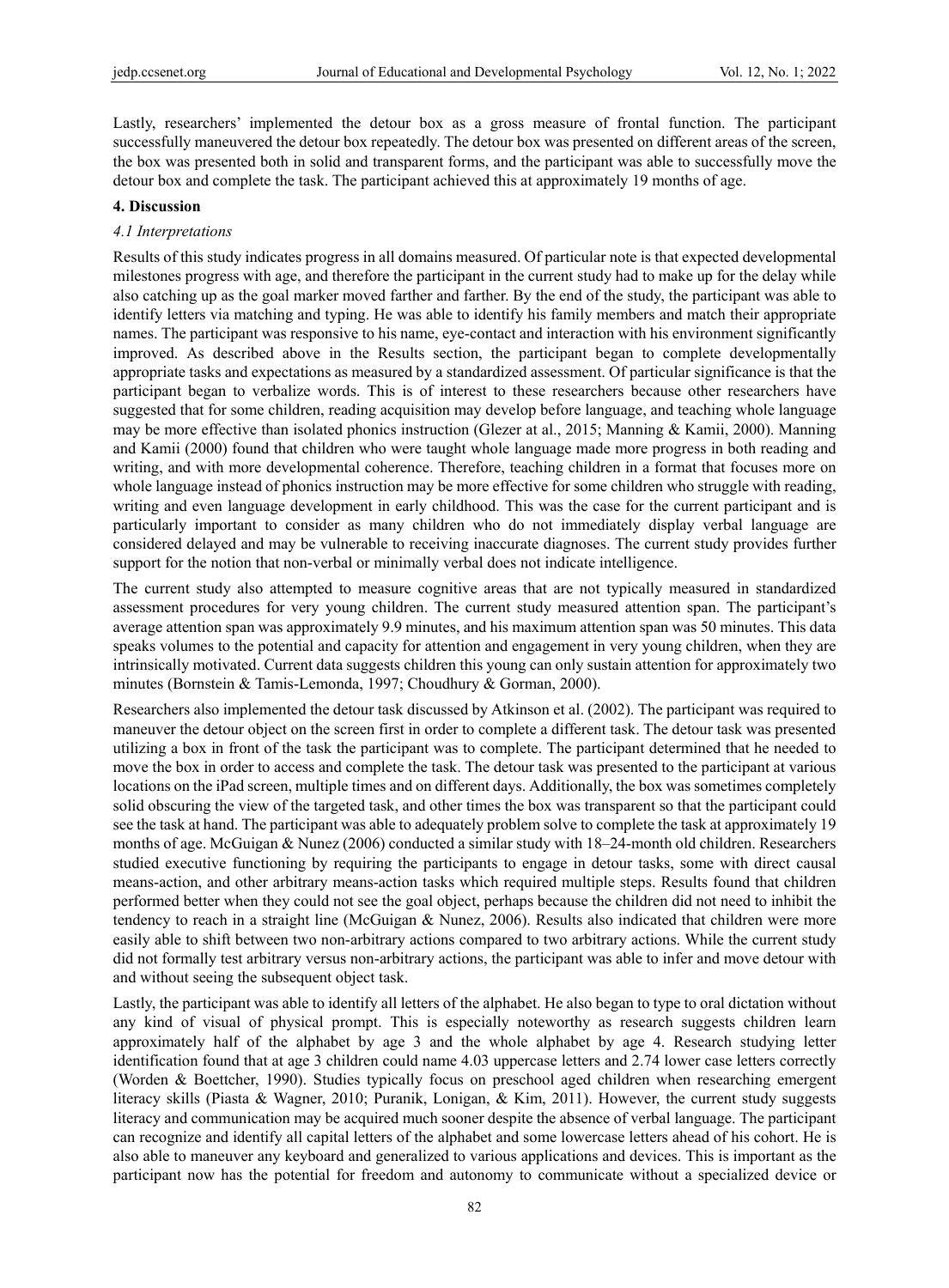Lastly, researchers' implemented the detour box as a gross measure of frontal function. The participant successfully maneuvered the detour box repeatedly. The detour box was presented on different areas of the screen, the box was presented both in solid and transparent forms, and the participant was able to successfully move the detour box and complete the task. The participant achieved this at approximately 19 months of age.

## 4. Discussion

### 4.1 Interpretations

Results of this study indicates progress in all domains measured. Of particular note is that expected developmental milestones progress with age, and therefore the participant in the current study had to make up for the delay while also catching up as the goal marker moved farther and farther. By the end of the study, the participant was able to identify letters via matching and typing. He was able to identify his family members and match their appropriate names. The participant was responsive to his name, eye-contact and interaction with his environment significantly improved. As described above in the Results section, the participant began to complete developmentally appropriate tasks and expectations as measured by a standardized assessment. Of particular significance is that the participant began to verbalize words. This is of interest to these researchers because other researchers have suggested that for some children, reading acquisition may develop before language, and teaching whole language may be more effective than isolated phonics instruction (Glezer at al., 2015; Manning & Kamii, 2000). Manning and Kamii (2000) found that children who were taught whole language made more progress in both reading and writing, and with more developmental coherence. Therefore, teaching children in a format that focuses more on whole language instead of phonics instruction may be more effective for some children who struggle with reading, writing and even language development in early childhood. This was the case for the current participant and is particularly important to consider as many children who do not immediately display verbal language are considered delayed and may be vulnerable to receiving inaccurate diagnoses. The current study provides further support for the notion that non-verbal or minimally verbal does not indicate intelligence.

The current study also attempted to measure cognitive areas that are not typically measured in standardized assessment procedures for very young children. The current study measured attention span. The participant's average attention span was approximately 9.9 minutes, and his maximum attention span was 50 minutes. This data speaks volumes to the potential and capacity for attention and engagement in very young children, when they are intrinsically motivated. Current data suggests children this young can only sustain attention for approximately two minutes (Bornstein & Tamis-Lemonda, 1997; Choudhury & Gorman, 2000).

Researchers also implemented the detour task discussed by Atkinson et al. (2002). The participant was required to maneuver the detour object on the screen first in order to complete a different task. The detour task was presented utilizing a box in front of the task the participant was to complete. The participant determined that he needed to move the box in order to access and complete the task. The detour task was presented to the participant at various locations on the iPad screen, multiple times and on different days. Additionally, the box was sometimes completely solid obscuring the view of the targeted task, and other times the box was transparent so that the participant could see the task at hand. The participant was able to adequately problem solve to complete the task at approximately 19 months of age. McGuigan & Nunez (2006) conducted a similar study with 18–24-month old children. Researchers studied executive functioning by requiring the participants to engage in detour tasks, some with direct causal means-action, and other arbitrary means-action tasks which required multiple steps. Results found that children performed better when they could not see the goal object, perhaps because the children did not need to inhibit the tendency to reach in a straight line (McGuigan & Nunez, 2006). Results also indicated that children were more easily able to shift between two non-arbitrary actions compared to two arbitrary actions. While the current study did not formally test arbitrary versus non-arbitrary actions, the participant was able to infer and move detour with and without seeing the subsequent object task.

Lastly, the participant was able to identify all letters of the alphabet. He also began to type to oral dictation without any kind of visual of physical prompt. This is especially noteworthy as research suggests children learn approximately half of the alphabet by age 3 and the whole alphabet by age 4. Research studying letter identification found that at age 3 children could name 4.03 uppercase letters and 2.74 lower case letters correctly (Worden & Boettcher, 1990). Studies typically focus on preschool aged children when researching emergent literacy skills (Piasta & Wagner, 2010; Puranik, Lonigan, & Kim, 2011). However, the current study suggests literacy and communication may be acquired much sooner despite the absence of verbal language. The participant can recognize and identify all capital letters of the alphabet and some lowercase letters ahead of his cohort. He is also able to maneuver any keyboard and generalized to various applications and devices. This is important as the participant now has the potential for freedom and autonomy to communicate without a specialized device or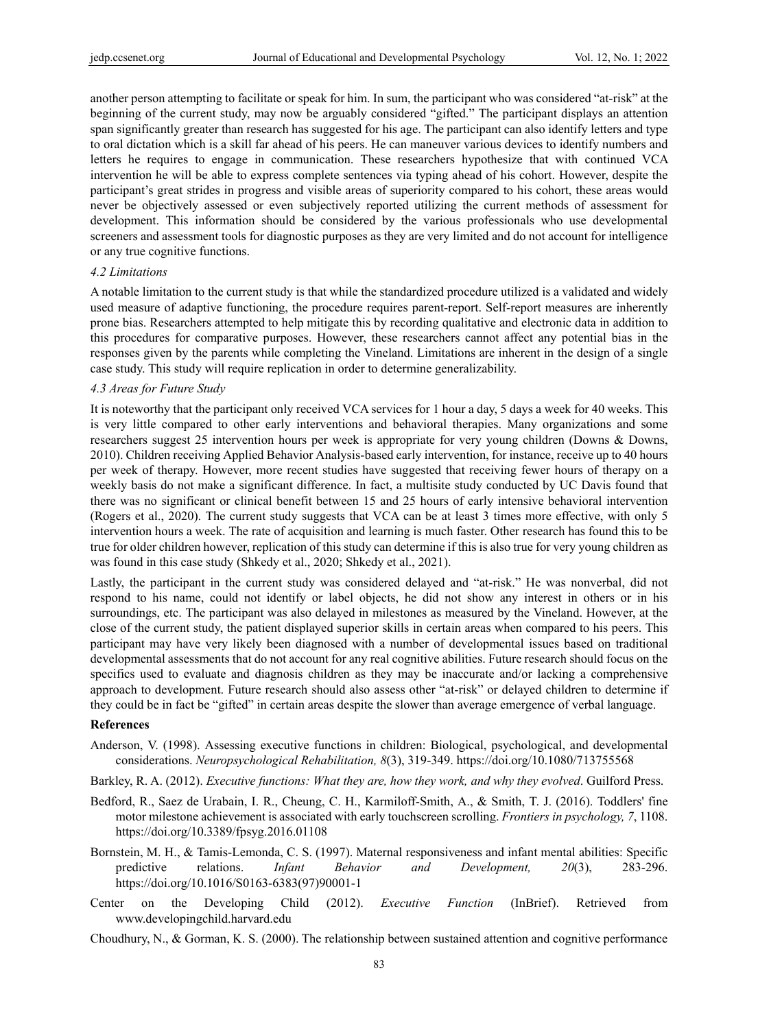another person attempting to facilitate or speak for him. In sum, the participant who was considered "at-risk" at the beginning of the current study, may now be arguably considered "gifted." The participant displays an attention span significantly greater than research has suggested for his age. The participant can also identify letters and type to oral dictation which is a skill far ahead of his peers. He can maneuver various devices to identify numbers and letters he requires to engage in communication. These researchers hypothesize that with continued VCA intervention he will be able to express complete sentences via typing ahead of his cohort. However, despite the participant's great strides in progress and visible areas of superiority compared to his cohort, these areas would never be objectively assessed or even subjectively reported utilizing the current methods of assessment for development. This information should be considered by the various professionals who use developmental screeners and assessment tools for diagnostic purposes as they are very limited and do not account for intelligence or any true cognitive functions.

### *4.2 Limitations*

A notable limitation to the current study is that while the standardized procedure utilized is a validated and widely used measure of adaptive functioning, the procedure requires parent-report. Self-report measures are inherently prone bias. Researchers attempted to help mitigate this by recording qualitative and electronic data in addition to this procedures for comparative purposes. However, these researchers cannot affect any potential bias in the responses given by the parents while completing the Vineland. Limitations are inherent in the design of a single case study. This study will require replication in order to determine generalizability.

### *4.3 Areas for Future Study*

It is noteworthy that the participant only received VCA services for 1 hour a day, 5 days a week for 40 weeks. This is very little compared to other early interventions and behavioral therapies. Many organizations and some researchers suggest 25 intervention hours per week is appropriate for very young children (Downs & Downs, 2010). Children receiving Applied Behavior Analysis-based early intervention, for instance, receive up to 40 hours per week of therapy. However, more recent studies have suggested that receiving fewer hours of therapy on a weekly basis do not make a significant difference. In fact, a multisite study conducted by UC Davis found that there was no significant or clinical benefit between 15 and 25 hours of early intensive behavioral intervention (Rogers et al., 2020). The current study suggests that VCA can be at least 3 times more effective, with only 5 intervention hours a week. The rate of acquisition and learning is much faster. Other research has found this to be true for older children however, replication of this study can determine if this is also true for very young children as was found in this case study (Shkedy et al., 2020; Shkedy et al., 2021).

Lastly, the participant in the current study was considered delayed and "at-risk." He was nonverbal, did not respond to his name, could not identify or label objects, he did not show any interest in others or in his surroundings, etc. The participant was also delayed in milestones as measured by the Vineland. However, at the close of the current study, the patient displayed superior skills in certain areas when compared to his peers. This participant may have very likely been diagnosed with a number of developmental issues based on traditional developmental assessments that do not account for any real cognitive abilities. Future research should focus on the specifics used to evaluate and diagnosis children as they may be inaccurate and/or lacking a comprehensive approach to development. Future research should also assess other "at-risk" or delayed children to determine if they could be in fact be "gifted" in certain areas despite the slower than average emergence of verbal language.

## References

Anderson, V. (1998). Assessing executive functions in children: Biological, psychological, and developmental considerations. *Neuropsychological Rehabilitation, 8*(3), 319-349. https://doi.org/10.1080/713755568

Barkley, R. A. (2012). *Executive functions: What they are, how they work, and why they evolved*. Guilford Press.

Bedford, R., Saez de Urabain, I. R., Cheung, C. H., Karmiloff-Smith, A., & Smith, T. J. (2016). Toddlers' fine motor milestone achievement is associated with early touchscreen scrolling. *Frontiers in psychology, 7*, 1108. https://doi.org/10.3389/fpsyg.2016.01108

Bornstein, M. H., & Tamis-Lemonda, C. S. (1997). Maternal responsiveness and infant mental abilities: Specific predictive relations. *Infant Behavior and Development, 20*(3), 283-296. https://doi.org/10.1016/S0163-6383(97)90001-1

Center on the Developing Child (2012). *Executive Function* (InBrief). Retrieved from www.developingchild.harvard.edu

Choudhury, N., & Gorman, K. S. (2000). The relationship between sustained attention and cognitive performance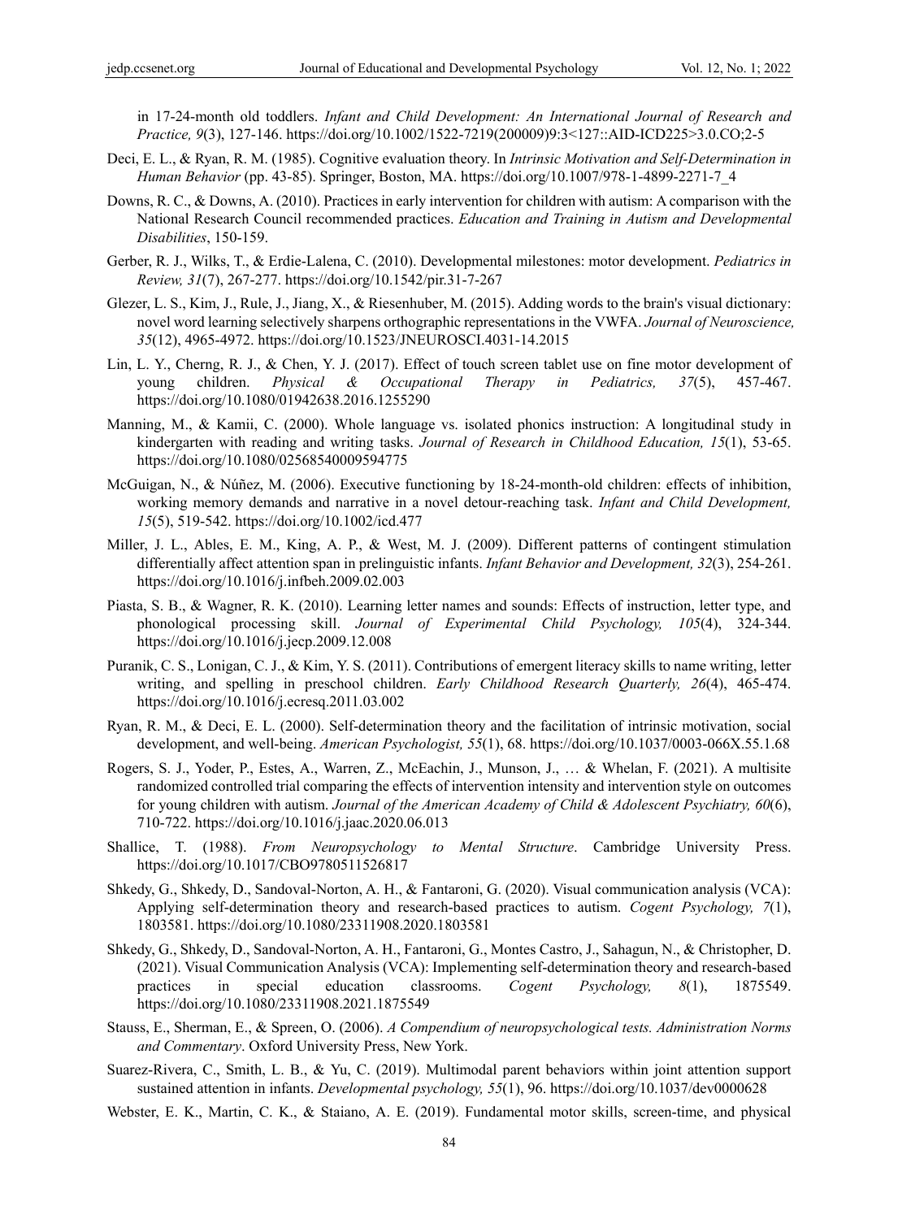in 17-24-month old toddlers. *Infant and Child Development: An International Journal of Research and Practice, 9*(3), 127-146. https://doi.org/10.1002/1522-7219(200009)9:3<127::AID-ICD225>3.0.CO;2-5

Deci, E. L., & Ryan, R. M. (1985). Cognitive evaluation theory. In *Intrinsic Motivation and Self-Determination in Human Behavior* (pp. 43-85). Springer, Boston, MA. https://doi.org/10.1007/978-1-4899-2271-7_4

Downs, R. C., & Downs, A. (2010). Practices in early intervention for children with autism: A comparison with the National Research Council recommended practices. *Education and Training in Autism and Developmental Disabilities*, 150-159.

Gerber, R. J., Wilks, T., & Erdie-Lalena, C. (2010). Developmental milestones: motor development. *Pediatrics in Review, 31*(7), 267-277. https://doi.org/10.1542/pir.31-7-267

Glezer, L. S., Kim, J., Rule, J., Jiang, X., & Riesenhuber, M. (2015). Adding words to the brain's visual dictionary: novel word learning selectively sharpens orthographic representations in the VWFA. *Journal of Neuroscience, 35*(12), 4965-4972. https://doi.org/10.1523/JNEUROSCI.4031-14.2015

Lin, L. Y., Cherng, R. J., & Chen, Y. J. (2017). Effect of touch screen tablet use on fine motor development of young children. *Physical & Occupational Therapy in Pediatrics, 37*(5), 457-467. https://doi.org/10.1080/01942638.2016.1255290

Manning, M., & Kamii, C. (2000). Whole language vs. isolated phonics instruction: A longitudinal study in kindergarten with reading and writing tasks. *Journal of Research in Childhood Education, 15*(1), 53-65. https://doi.org/10.1080/02568540009594775

McGuigan, N., & Núñez, M. (2006). Executive functioning by 18-24-month-old children: effects of inhibition, working memory demands and narrative in a novel detour-reaching task. *Infant and Child Development, 15*(5), 519-542. https://doi.org/10.1002/icd.477

Miller, J. L., Ables, E. M., King, A. P., & West, M. J. (2009). Different patterns of contingent stimulation differentially affect attention span in prelinguistic infants. *Infant Behavior and Development, 32*(3), 254-261. https://doi.org/10.1016/j.infbeh.2009.02.003

Piasta, S. B., & Wagner, R. K. (2010). Learning letter names and sounds: Effects of instruction, letter type, and phonological processing skill. *Journal of Experimental Child Psychology, 105*(4), 324-344. https://doi.org/10.1016/j.jecp.2009.12.008

Puranik, C. S., Lonigan, C. J., & Kim, Y. S. (2011). Contributions of emergent literacy skills to name writing, letter writing, and spelling in preschool children. *Early Childhood Research Quarterly, 26*(4), 465-474. https://doi.org/10.1016/j.ecresq.2011.03.002

Ryan, R. M., & Deci, E. L. (2000). Self-determination theory and the facilitation of intrinsic motivation, social development, and well-being. *American Psychologist, 55*(1), 68. https://doi.org/10.1037/0003-066X.55.1.68

Rogers, S. J., Yoder, P., Estes, A., Warren, Z., McEachin, J., Munson, J., … & Whelan, F. (2021). A multisite randomized controlled trial comparing the effects of intervention intensity and intervention style on outcomes for young children with autism. *Journal of the American Academy of Child & Adolescent Psychiatry, 60*(6), 710-722. https://doi.org/10.1016/j.jaac.2020.06.013

Shallice, T. (1988). *From Neuropsychology to Mental Structure*. Cambridge University Press. https://doi.org/10.1017/CBO9780511526817

Shkedy, G., Shkedy, D., Sandoval-Norton, A. H., & Fantaroni, G. (2020). Visual communication analysis (VCA): Applying self-determination theory and research-based practices to autism. *Cogent Psychology, 7*(1), 1803581. https://doi.org/10.1080/23311908.2020.1803581

Shkedy, G., Shkedy, D., Sandoval-Norton, A. H., Fantaroni, G., Montes Castro, J., Sahagun, N., & Christopher, D. (2021). Visual Communication Analysis (VCA): Implementing self-determination theory and research-based practices in special education classrooms. *Cogent Psychology, 8*(1), 1875549. https://doi.org/10.1080/23311908.2021.1875549

Stauss, E., Sherman, E., & Spreen, O. (2006). *A Compendium of neuropsychological tests. Administration Norms and Commentary*. Oxford University Press, New York.

Suarez-Rivera, C., Smith, L. B., & Yu, C. (2019). Multimodal parent behaviors within joint attention support sustained attention in infants. *Developmental psychology, 55*(1), 96. https://doi.org/10.1037/dev0000628

Webster, E. K., Martin, C. K., & Staiano, A. E. (2019). Fundamental motor skills, screen-time, and physical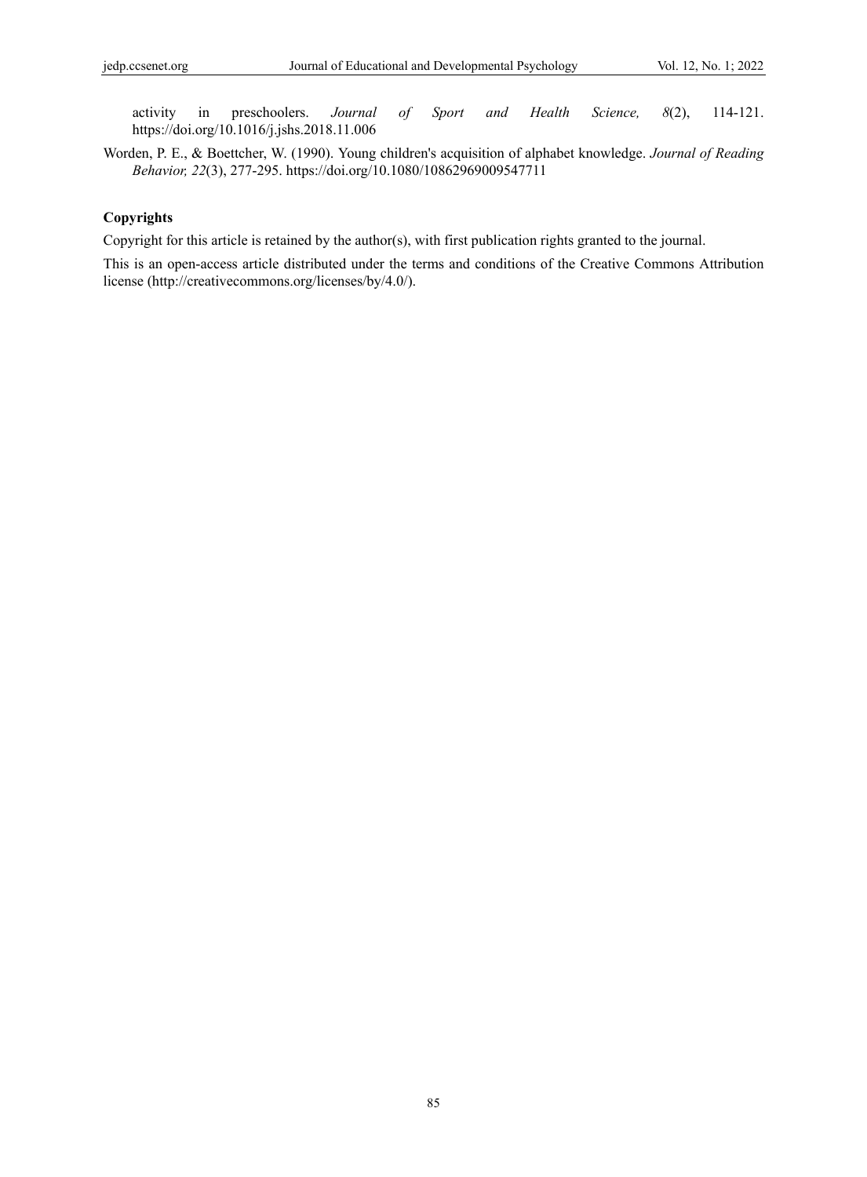activity in preschoolers. *Journal of Sport and Health Science, 8*(2), 114-121. https://doi.org/10.1016/j.jshs.2018.11.006

Worden, P. E., & Boettcher, W. (1990). Young children's acquisition of alphabet knowledge. *Journal of Reading Behavior, 22*(3), 277-295. https://doi.org/10.1080/10862969009547711

**Copyrights**

Copyright for this article is retained by the author(s), with first publication rights granted to the journal.

This is an open-access article distributed under the terms and conditions of the Creative Commons Attribution license (http://creativecommons.org/licenses/by/4.0/).